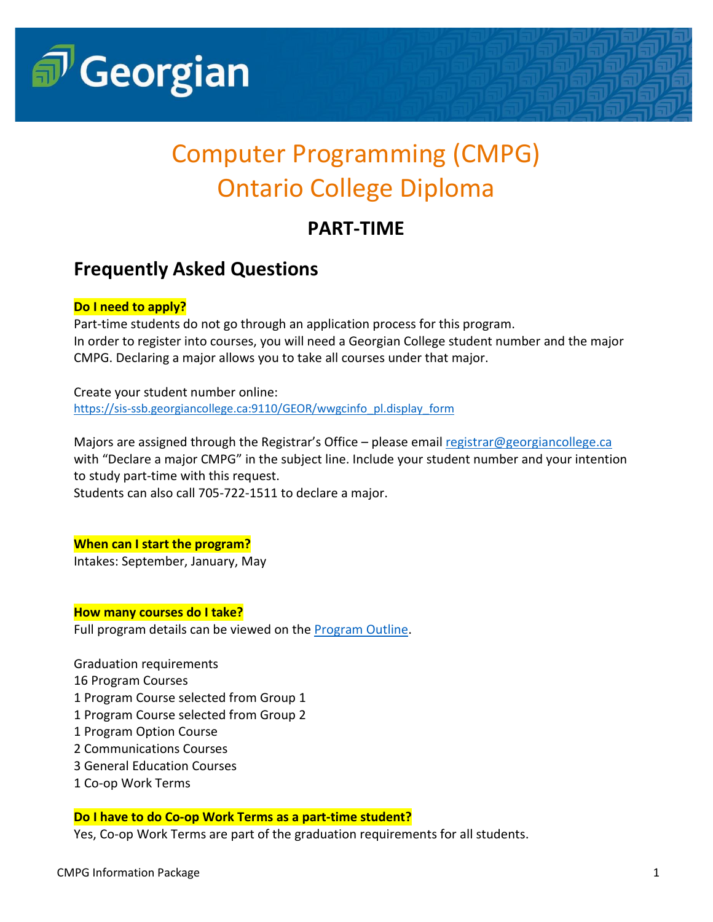# Computer Programming (CMPG)
# Ontario College Diploma

## PART-TIME

## Frequently Asked Questions

**Do I need to apply?**

Part-time students do not go through an application process for this program.
In order to register into courses, you will need a Georgian College student number and the major CMPG. Declaring a major allows you to take all courses under that major.

Create your student number online:
https://sis-ssb.georgiancollege.ca:9110/GEOR/wwgcinfo_pl.display_form

Majors are assigned through the Registrar's Office – please email registrar@georgiancollege.ca with "Declare a major CMPG" in the subject line. Include your student number and your intention to study part-time with this request.
Students can also call 705-722-1511 to declare a major.

**When can I start the program?**

Intakes: September, January, May

**How many courses do I take?**

Full program details can be viewed on the Program Outline.

Graduation requirements
16 Program Courses
1 Program Course selected from Group 1
1 Program Course selected from Group 2
1 Program Option Course
2 Communications Courses
3 General Education Courses
1 Co-op Work Terms

**Do I have to do Co-op Work Terms as a part-time student?**

Yes, Co-op Work Terms are part of the graduation requirements for all students.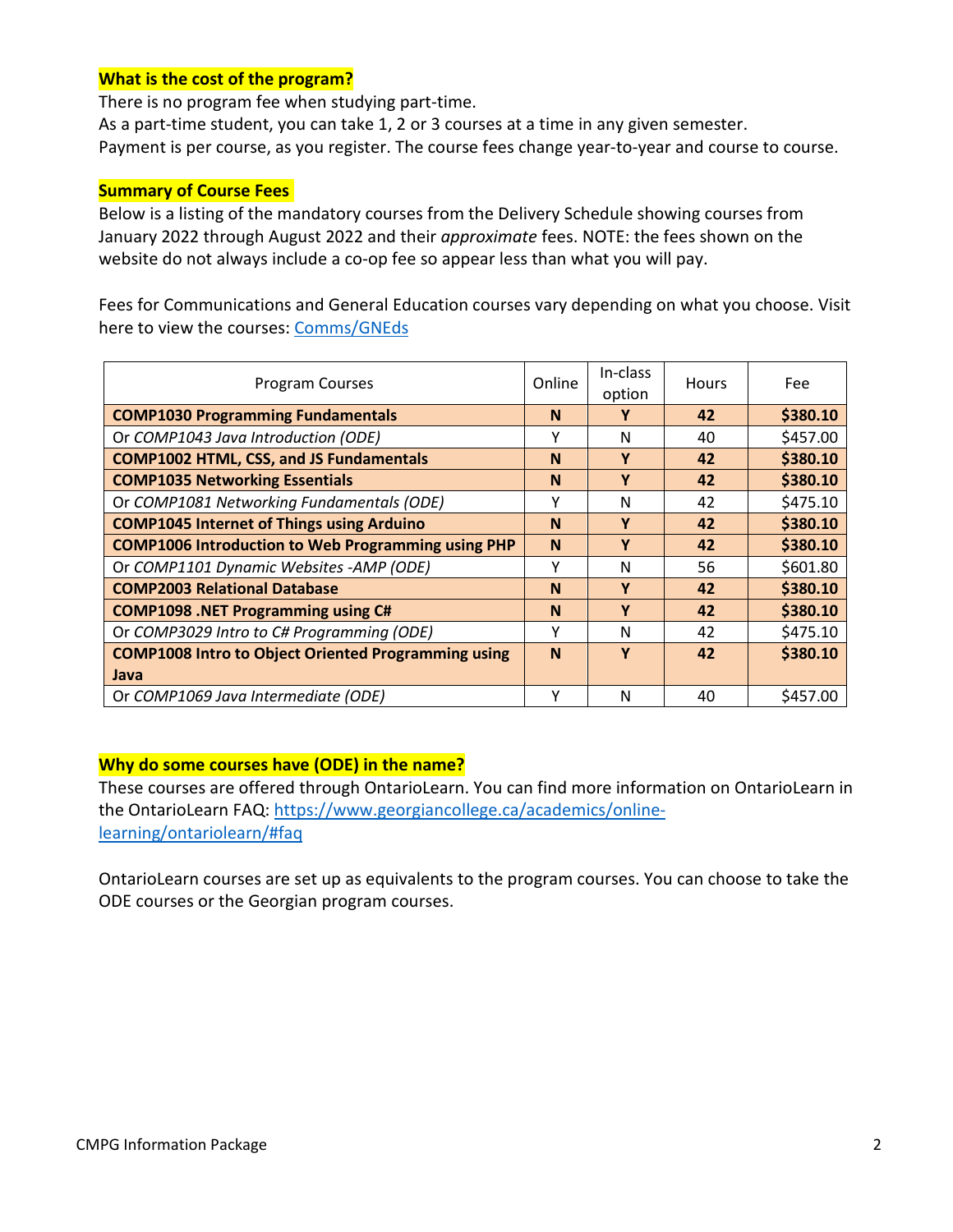**What is the cost of the program?**

There is no program fee when studying part-time.
As a part-time student, you can take 1, 2 or 3 courses at a time in any given semester.
Payment is per course, as you register. The course fees change year-to-year and course to course.

**Summary of Course Fees**

Below is a listing of the mandatory courses from the Delivery Schedule showing courses from January 2022 through August 2022 and their *approximate* fees. NOTE: the fees shown on the website do not always include a co-op fee so appear less than what you will pay.

Fees for Communications and General Education courses vary depending on what you choose. Visit here to view the courses: [Comms/GNEds]

| Program Courses | Online | In-class option | Hours | Fee |
|---|---|---|---|---|
| **COMP1030 Programming Fundamentals** | **N** | **Y** | **42** | **$380.10** |
| Or *COMP1043 Java Introduction (ODE)* | Y | N | 40 | $457.00 |
| **COMP1002 HTML, CSS, and JS Fundamentals** | **N** | **Y** | **42** | **$380.10** |
| **COMP1035 Networking Essentials** | **N** | **Y** | **42** | **$380.10** |
| Or *COMP1081 Networking Fundamentals (ODE)* | Y | N | 42 | $475.10 |
| **COMP1045 Internet of Things using Arduino** | **N** | **Y** | **42** | **$380.10** |
| **COMP1006 Introduction to Web Programming using PHP** | **N** | **Y** | **42** | **$380.10** |
| Or *COMP1101 Dynamic Websites -AMP (ODE)* | Y | N | 56 | $601.80 |
| **COMP2003 Relational Database** | **N** | **Y** | **42** | **$380.10** |
| **COMP1098 .NET Programming using C#** | **N** | **Y** | **42** | **$380.10** |
| Or *COMP3029 Intro to C# Programming (ODE)* | Y | N | 42 | $475.10 |
| **COMP1008 Intro to Object Oriented Programming using Java** | **N** | **Y** | **42** | **$380.10** |
| Or *COMP1069 Java Intermediate (ODE)* | Y | N | 40 | $457.00 |

**Why do some courses have (ODE) in the name?**

These courses are offered through OntarioLearn. You can find more information on OntarioLearn in the OntarioLearn FAQ: https://www.georgiancollege.ca/academics/online-learning/ontariolearn/#faq

OntarioLearn courses are set up as equivalents to the program courses. You can choose to take the ODE courses or the Georgian program courses.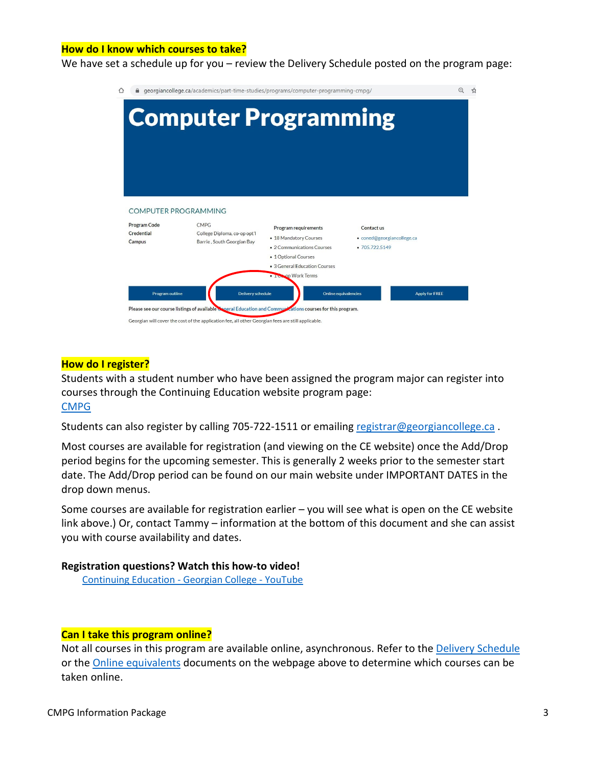**How do I know which courses to take?**

We have set a schedule up for you – review the Delivery Schedule posted on the program page:

georgiancollege.ca/academics/part-time-studies/programs/computer-programming-cmpg/

# Computer Programming

COMPUTER PROGRAMMING

| | |
|---|---|
| Program Code | CMPG |
| Credential | College Diploma, co-op opt'l |
| Campus | Barrie, South Georgian Bay |

Program requirements

- 18 Mandatory Courses
- 2 Communications Courses
- 1 Optional Courses
- 3 General Education Courses
- 1 Co-op Work Terms

Contact us

- coned@georgiancollege.ca
- 705.722.5149

Program outline | Delivery schedule | Online equivalencies | Apply for FREE

Please see our course listings of available General Education and Communications courses for this program.

Georgian will cover the cost of the application fee, all other Georgian fees are still applicable.

**How do I register?**

Students with a student number who have been assigned the program major can register into courses through the Continuing Education website program page:
CMPG

Students can also register by calling 705-722-1511 or emailing registrar@georgiancollege.ca .

Most courses are available for registration (and viewing on the CE website) once the Add/Drop period begins for the upcoming semester. This is generally 2 weeks prior to the semester start date. The Add/Drop period can be found on our main website under IMPORTANT DATES in the drop down menus.

Some courses are available for registration earlier – you will see what is open on the CE website link above.) Or, contact Tammy – information at the bottom of this document and she can assist you with course availability and dates.

**Registration questions? Watch this how-to video!**

Continuing Education - Georgian College - YouTube

**Can I take this program online?**

Not all courses in this program are available online, asynchronous. Refer to the Delivery Schedule or the Online equivalents documents on the webpage above to determine which courses can be taken online.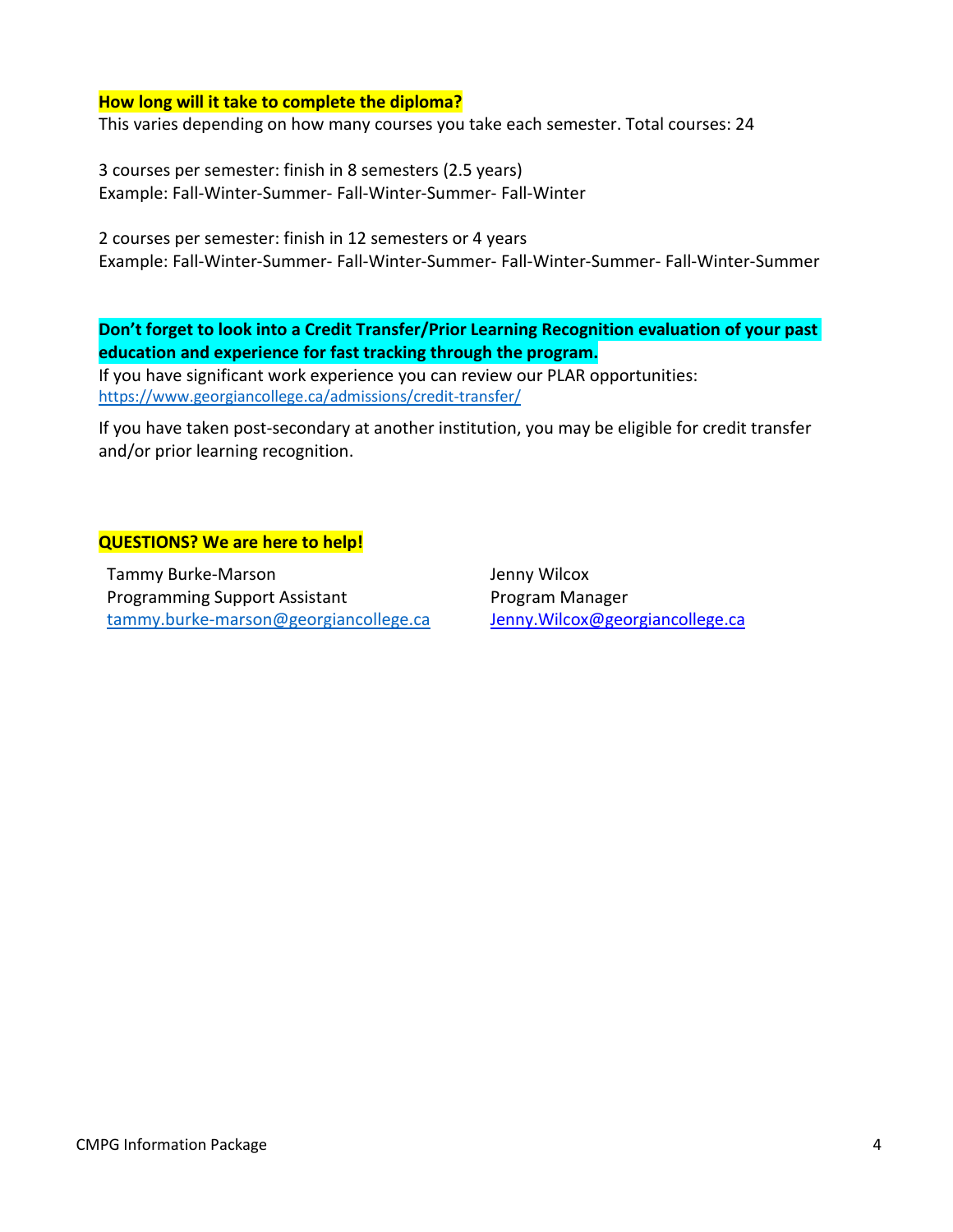**How long will it take to complete the diploma?**

This varies depending on how many courses you take each semester. Total courses: 24

3 courses per semester: finish in 8 semesters (2.5 years)
Example: Fall-Winter-Summer- Fall-Winter-Summer- Fall-Winter

2 courses per semester: finish in 12 semesters or 4 years
Example: Fall-Winter-Summer- Fall-Winter-Summer- Fall-Winter-Summer- Fall-Winter-Summer

**Don't forget to look into a Credit Transfer/Prior Learning Recognition evaluation of your past education and experience for fast tracking through the program.**

If you have significant work experience you can review our PLAR opportunities:
https://www.georgiancollege.ca/admissions/credit-transfer/

If you have taken post-secondary at another institution, you may be eligible for credit transfer and/or prior learning recognition.

**QUESTIONS? We are here to help!**

Tammy Burke-Marson
Programming Support Assistant
tammy.burke-marson@georgiancollege.ca

Jenny Wilcox
Program Manager
Jenny.Wilcox@georgiancollege.ca